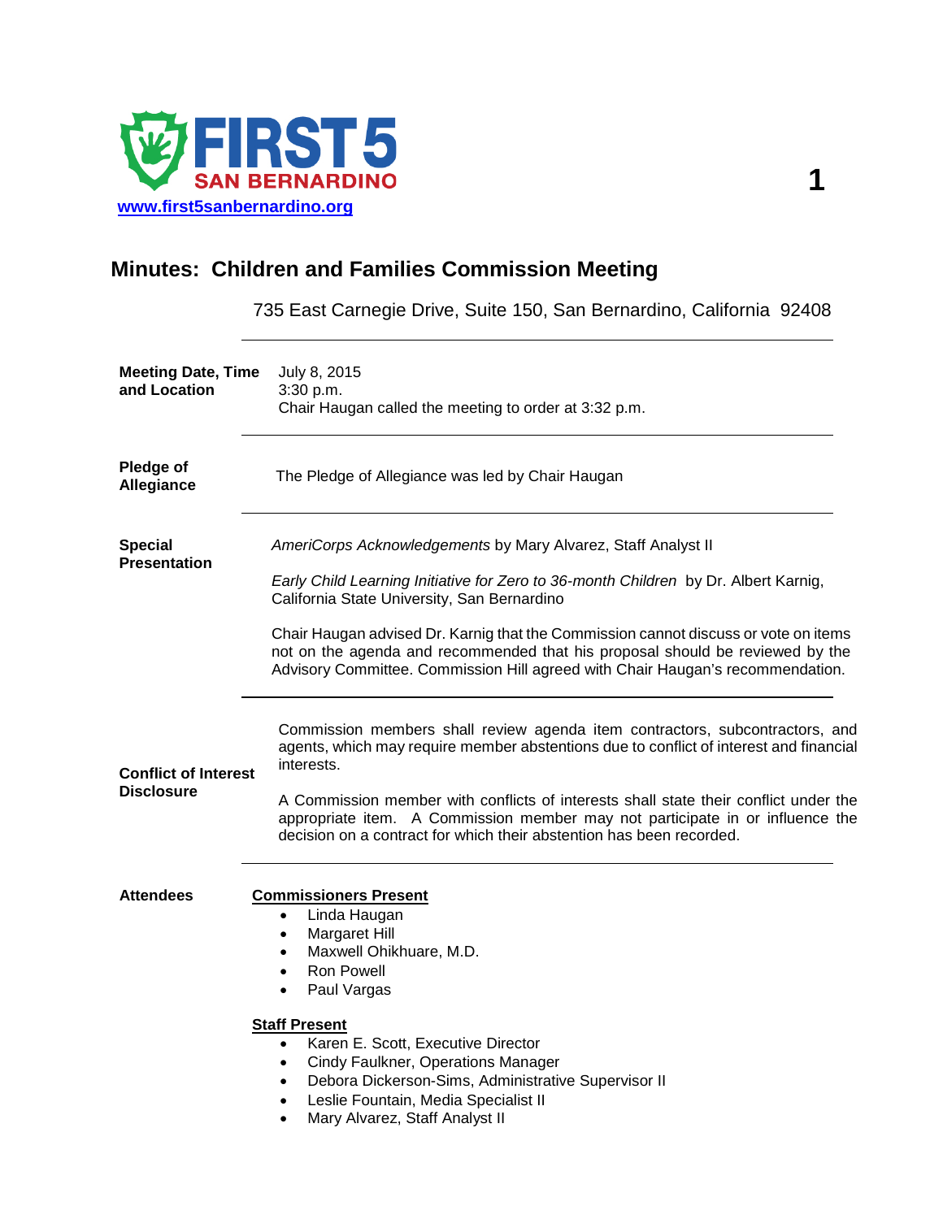FIRST 5 SAN BERNARDINO

www.first5sanbernardino.org

# Minutes: Children and Families Commission Meeting

735 East Carnegie Drive, Suite 150, San Bernardino, California 92408

**Meeting Date, Time and Location**

July 8, 2015
3:30 p.m.
Chair Haugan called the meeting to order at 3:32 p.m.

**Pledge of Allegiance**

The Pledge of Allegiance was led by Chair Haugan

**Special Presentation**

*AmeriCorps Acknowledgements* by Mary Alvarez, Staff Analyst II

*Early Child Learning Initiative for Zero to 36-month Children* by Dr. Albert Karnig, California State University, San Bernardino

Chair Haugan advised Dr. Karnig that the Commission cannot discuss or vote on items not on the agenda and recommended that his proposal should be reviewed by the Advisory Committee. Commission Hill agreed with Chair Haugan's recommendation.

**Conflict of Interest Disclosure**

Commission members shall review agenda item contractors, subcontractors, and agents, which may require member abstentions due to conflict of interest and financial interests.

A Commission member with conflicts of interests shall state their conflict under the appropriate item. A Commission member may not participate in or influence the decision on a contract for which their abstention has been recorded.

**Attendees**

**Commissioners Present**

- Linda Haugan
- Margaret Hill
- Maxwell Ohikhuare, M.D.
- Ron Powell
- Paul Vargas

**Staff Present**

- Karen E. Scott, Executive Director
- Cindy Faulkner, Operations Manager
- Debora Dickerson-Sims, Administrative Supervisor II
- Leslie Fountain, Media Specialist II
- Mary Alvarez, Staff Analyst II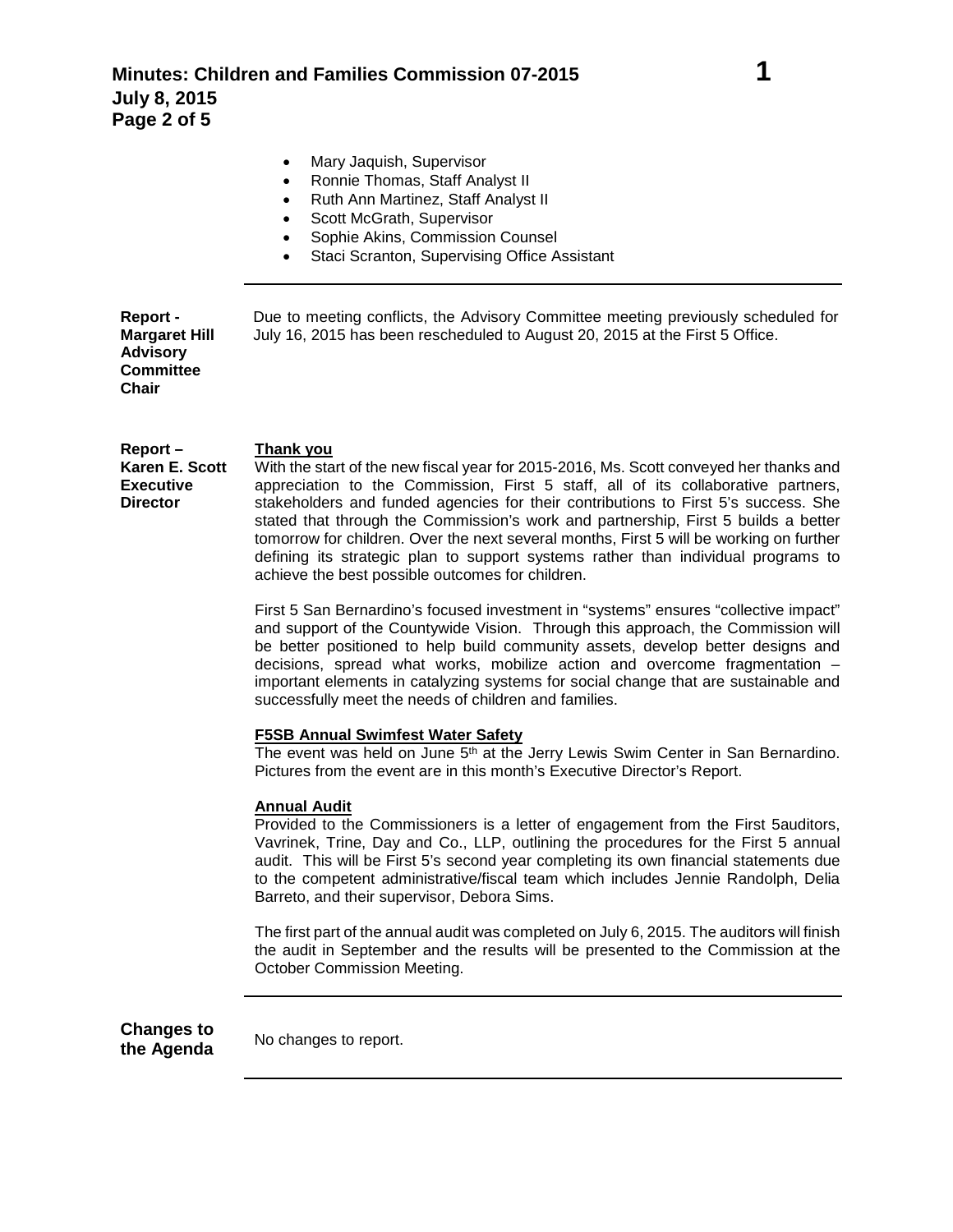- Mary Jaquish, Supervisor
- Ronnie Thomas, Staff Analyst II
- Ruth Ann Martinez, Staff Analyst II
- Scott McGrath, Supervisor
- Sophie Akins, Commission Counsel
- Staci Scranton, Supervising Office Assistant

---

**Report - Margaret Hill Advisory Committee Chair**

Due to meeting conflicts, the Advisory Committee meeting previously scheduled for July 16, 2015 has been rescheduled to August 20, 2015 at the First 5 Office.

**Report – Karen E. Scott Executive Director**

**Thank you**

With the start of the new fiscal year for 2015-2016, Ms. Scott conveyed her thanks and appreciation to the Commission, First 5 staff, all of its collaborative partners, stakeholders and funded agencies for their contributions to First 5's success. She stated that through the Commission's work and partnership, First 5 builds a better tomorrow for children. Over the next several months, First 5 will be working on further defining its strategic plan to support systems rather than individual programs to achieve the best possible outcomes for children.

First 5 San Bernardino's focused investment in "systems" ensures "collective impact" and support of the Countywide Vision. Through this approach, the Commission will be better positioned to help build community assets, develop better designs and decisions, spread what works, mobilize action and overcome fragmentation – important elements in catalyzing systems for social change that are sustainable and successfully meet the needs of children and families.

**F5SB Annual Swimfest Water Safety**

The event was held on June 5th at the Jerry Lewis Swim Center in San Bernardino. Pictures from the event are in this month's Executive Director's Report.

**Annual Audit**

Provided to the Commissioners is a letter of engagement from the First 5auditors, Vavrinek, Trine, Day and Co., LLP, outlining the procedures for the First 5 annual audit. This will be First 5's second year completing its own financial statements due to the competent administrative/fiscal team which includes Jennie Randolph, Delia Barreto, and their supervisor, Debora Sims.

The first part of the annual audit was completed on July 6, 2015. The auditors will finish the audit in September and the results will be presented to the Commission at the October Commission Meeting.

---

**Changes to the Agenda**

No changes to report.

---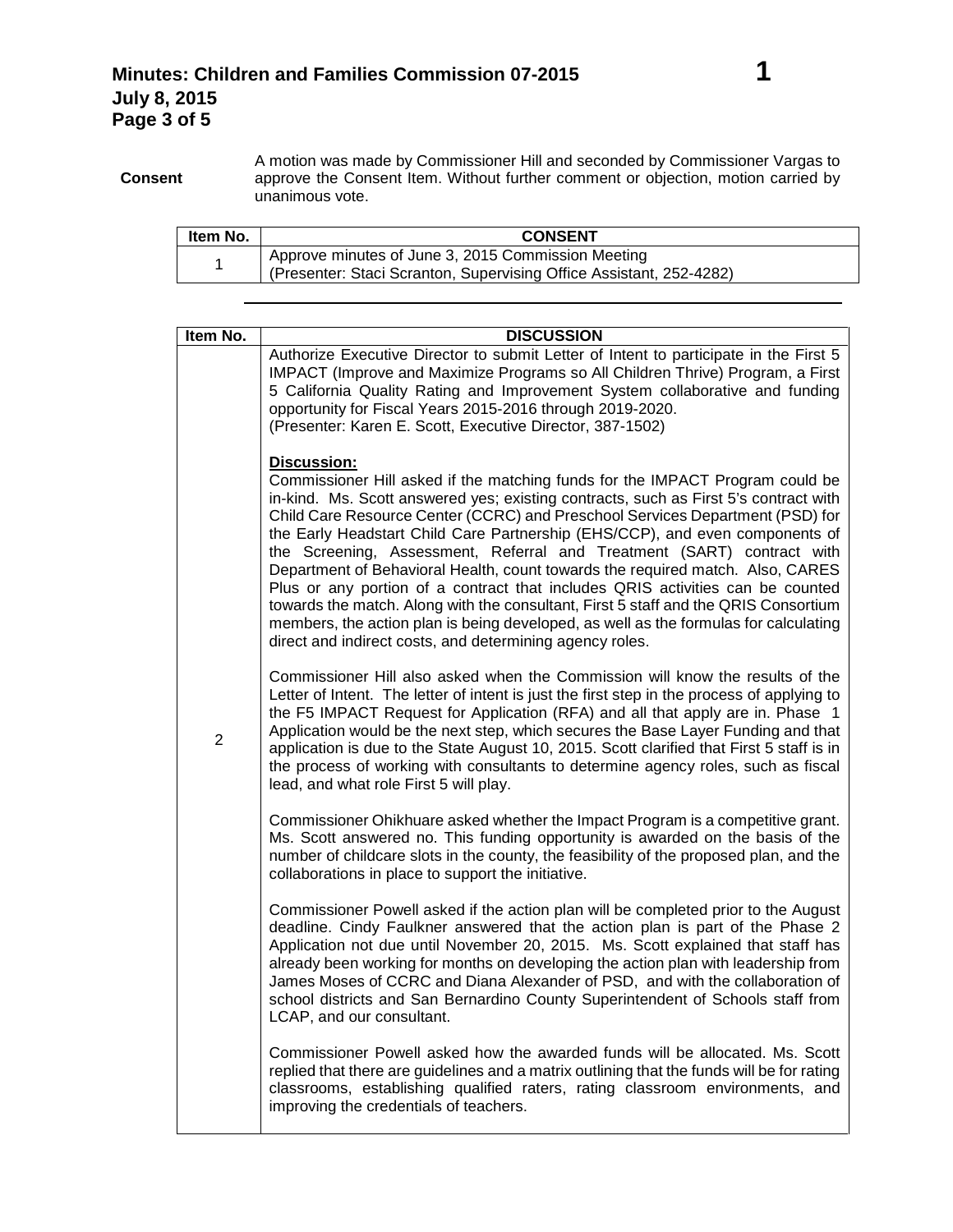**Consent**

A motion was made by Commissioner Hill and seconded by Commissioner Vargas to approve the Consent Item. Without further comment or objection, motion carried by unanimous vote.

| Item No. | CONSENT |
|---|---|
| 1 | Approve minutes of June 3, 2015 Commission Meeting<br>(Presenter: Staci Scranton, Supervising Office Assistant, 252-4282) |

| Item No. | DISCUSSION |
|---|---|
| 2 | Authorize Executive Director to submit Letter of Intent to participate in the First 5 IMPACT (Improve and Maximize Programs so All Children Thrive) Program, a First 5 California Quality Rating and Improvement System collaborative and funding opportunity for Fiscal Years 2015-2016 through 2019-2020.<br>(Presenter: Karen E. Scott, Executive Director, 387-1502)<br><br>**Discussion:**<br>Commissioner Hill asked if the matching funds for the IMPACT Program could be in-kind. Ms. Scott answered yes; existing contracts, such as First 5's contract with Child Care Resource Center (CCRC) and Preschool Services Department (PSD) for the Early Headstart Child Care Partnership (EHS/CCP), and even components of the Screening, Assessment, Referral and Treatment (SART) contract with Department of Behavioral Health, count towards the required match. Also, CARES Plus or any portion of a contract that includes QRIS activities can be counted towards the match. Along with the consultant, First 5 staff and the QRIS Consortium members, the action plan is being developed, as well as the formulas for calculating direct and indirect costs, and determining agency roles.<br><br>Commissioner Hill also asked when the Commission will know the results of the Letter of Intent. The letter of intent is just the first step in the process of applying to the F5 IMPACT Request for Application (RFA) and all that apply are in. Phase 1 Application would be the next step, which secures the Base Layer Funding and that application is due to the State August 10, 2015. Scott clarified that First 5 staff is in the process of working with consultants to determine agency roles, such as fiscal lead, and what role First 5 will play.<br><br>Commissioner Ohikhuare asked whether the Impact Program is a competitive grant. Ms. Scott answered no. This funding opportunity is awarded on the basis of the number of childcare slots in the county, the feasibility of the proposed plan, and the collaborations in place to support the initiative.<br><br>Commissioner Powell asked if the action plan will be completed prior to the August deadline. Cindy Faulkner answered that the action plan is part of the Phase 2 Application not due until November 20, 2015. Ms. Scott explained that staff has already been working for months on developing the action plan with leadership from James Moses of CCRC and Diana Alexander of PSD, and with the collaboration of school districts and San Bernardino County Superintendent of Schools staff from LCAP, and our consultant.<br><br>Commissioner Powell asked how the awarded funds will be allocated. Ms. Scott replied that there are guidelines and a matrix outlining that the funds will be for rating classrooms, establishing qualified raters, rating classroom environments, and improving the credentials of teachers. |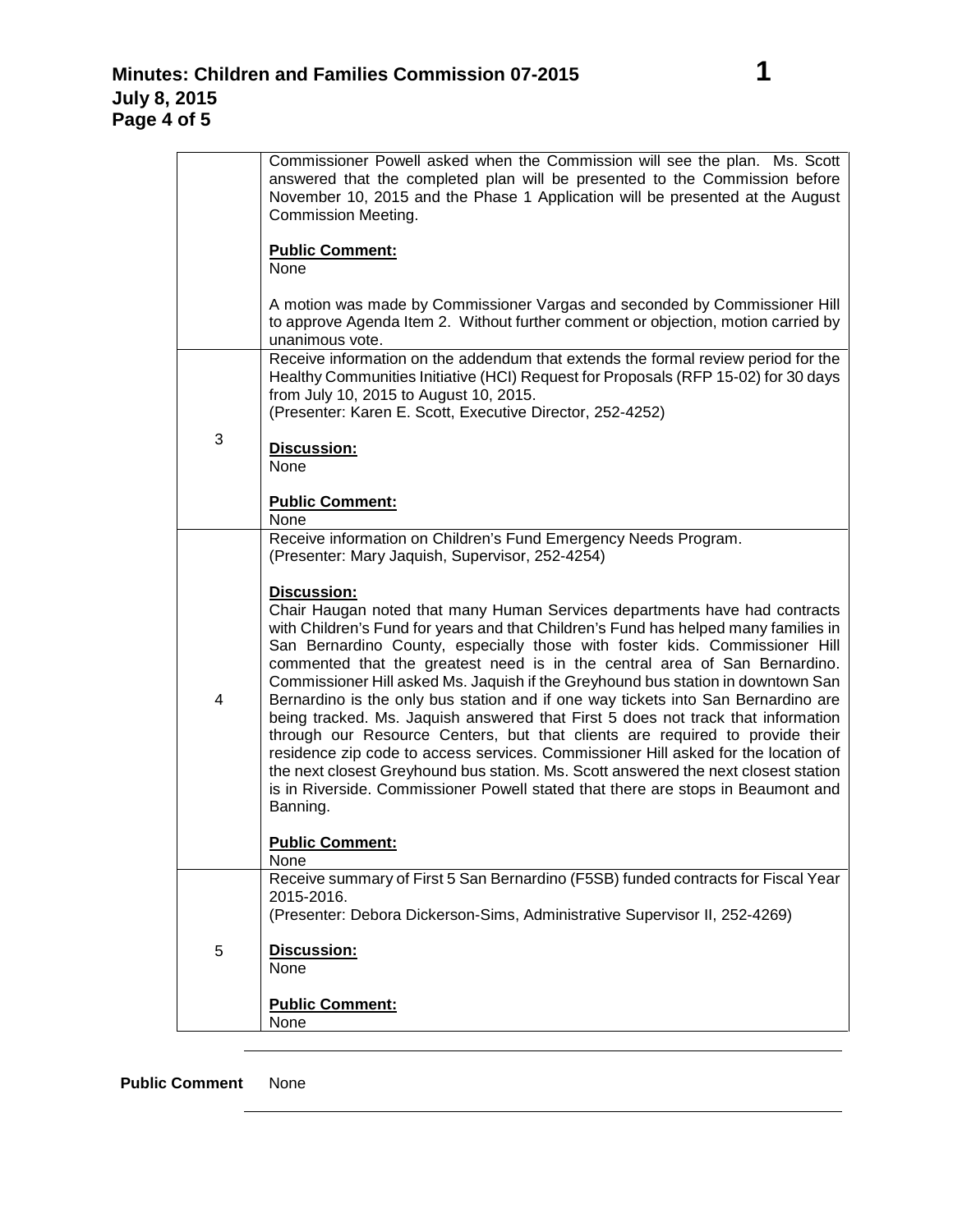| | |
|---|---|
| | Commissioner Powell asked when the Commission will see the plan. Ms. Scott answered that the completed plan will be presented to the Commission before November 10, 2015 and the Phase 1 Application will be presented at the August Commission Meeting.<br><br>**Public Comment:**<br>None<br><br>A motion was made by Commissioner Vargas and seconded by Commissioner Hill to approve Agenda Item 2. Without further comment or objection, motion carried by unanimous vote. |
| 3 | Receive information on the addendum that extends the formal review period for the Healthy Communities Initiative (HCI) Request for Proposals (RFP 15-02) for 30 days from July 10, 2015 to August 10, 2015.<br>(Presenter: Karen E. Scott, Executive Director, 252-4252)<br><br>**Discussion:**<br>None<br><br>**Public Comment:**<br>None |
| 4 | Receive information on Children's Fund Emergency Needs Program.<br>(Presenter: Mary Jaquish, Supervisor, 252-4254)<br><br>**Discussion:**<br>Chair Haugan noted that many Human Services departments have had contracts with Children's Fund for years and that Children's Fund has helped many families in San Bernardino County, especially those with foster kids. Commissioner Hill commented that the greatest need is in the central area of San Bernardino. Commissioner Hill asked Ms. Jaquish if the Greyhound bus station in downtown San Bernardino is the only bus station and if one way tickets into San Bernardino are being tracked. Ms. Jaquish answered that First 5 does not track that information through our Resource Centers, but that clients are required to provide their residence zip code to access services. Commissioner Hill asked for the location of the next closest Greyhound bus station. Ms. Scott answered the next closest station is in Riverside. Commissioner Powell stated that there are stops in Beaumont and Banning.<br><br>**Public Comment:**<br>None |
| 5 | Receive summary of First 5 San Bernardino (F5SB) funded contracts for Fiscal Year 2015-2016.<br>(Presenter: Debora Dickerson-Sims, Administrative Supervisor II, 252-4269)<br><br>**Discussion:**<br>None<br><br>**Public Comment:**<br>None |

**Public Comment** None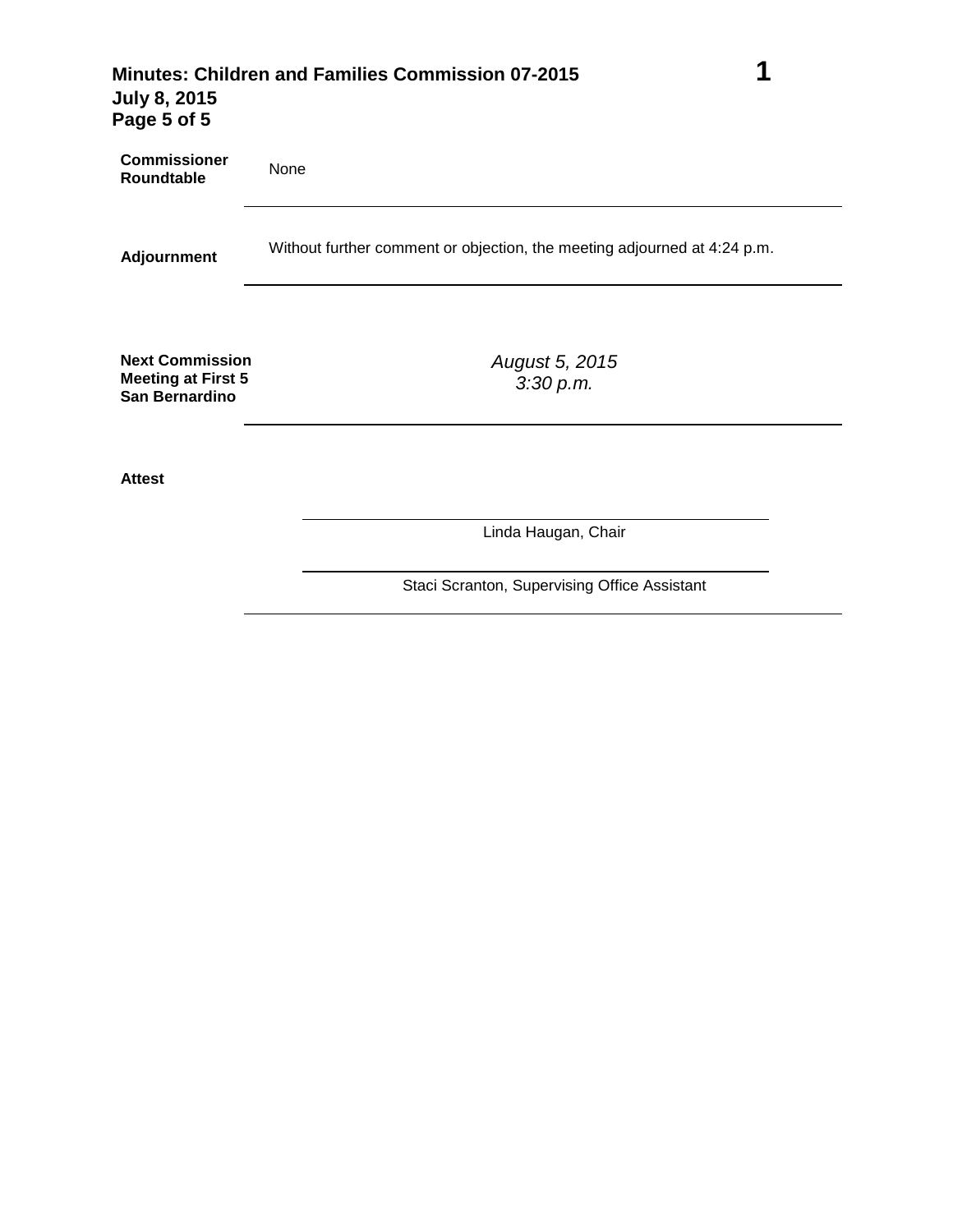**Commissioner Roundtable**

None

**Adjournment**

Without further comment or objection, the meeting adjourned at 4:24 p.m.

**Next Commission Meeting at First 5 San Bernardino**

*August 5, 2015*
*3:30 p.m.*

**Attest**

Linda Haugan, Chair

Staci Scranton, Supervising Office Assistant